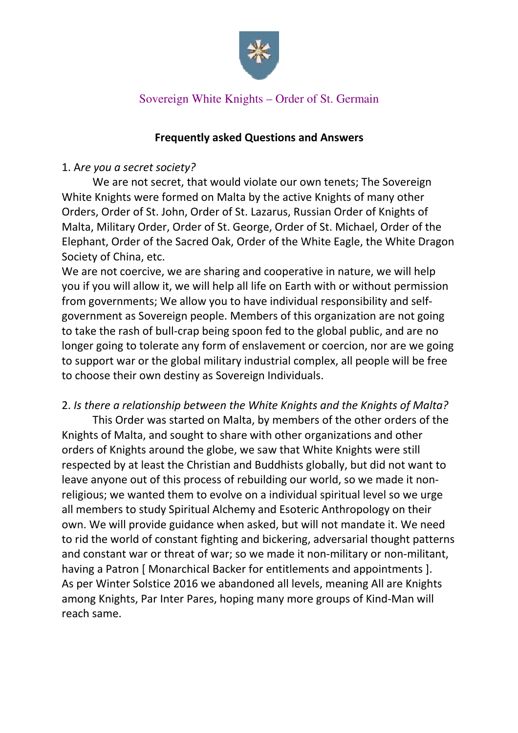# Sovereign White Knights – Order of St. Germain

## Frequently asked Questions and Answers

1. *Are you a secret society?*

We are not secret, that would violate our own tenets; The Sovereign White Knights were formed on Malta by the active Knights of many other Orders, Order of St. John, Order of St. Lazarus, Russian Order of Knights of Malta, Military Order, Order of St. George, Order of St. Michael, Order of the Elephant, Order of the Sacred Oak, Order of the White Eagle, the White Dragon Society of China, etc.

We are not coercive, we are sharing and cooperative in nature, we will help you if you will allow it, we will help all life on Earth with or without permission from governments; We allow you to have individual responsibility and self-government as Sovereign people. Members of this organization are not going to take the rash of bull-crap being spoon fed to the global public, and are no longer going to tolerate any form of enslavement or coercion, nor are we going to support war or the global military industrial complex, all people will be free to choose their own destiny as Sovereign Individuals.

2. *Is there a relationship between the White Knights and the Knights of Malta?*

This Order was started on Malta, by members of the other orders of the Knights of Malta, and sought to share with other organizations and other orders of Knights around the globe, we saw that White Knights were still respected by at least the Christian and Buddhists globally, but did not want to leave anyone out of this process of rebuilding our world, so we made it non-religious; we wanted them to evolve on a individual spiritual level so we urge all members to study Spiritual Alchemy and Esoteric Anthropology on their own. We will provide guidance when asked, but will not mandate it. We need to rid the world of constant fighting and bickering, adversarial thought patterns and constant war or threat of war; so we made it non-military or non-militant, having a Patron [ Monarchical Backer for entitlements and appointments ]. As per Winter Solstice 2016 we abandoned all levels, meaning All are Knights among Knights, Par Inter Pares, hoping many more groups of Kind-Man will reach same.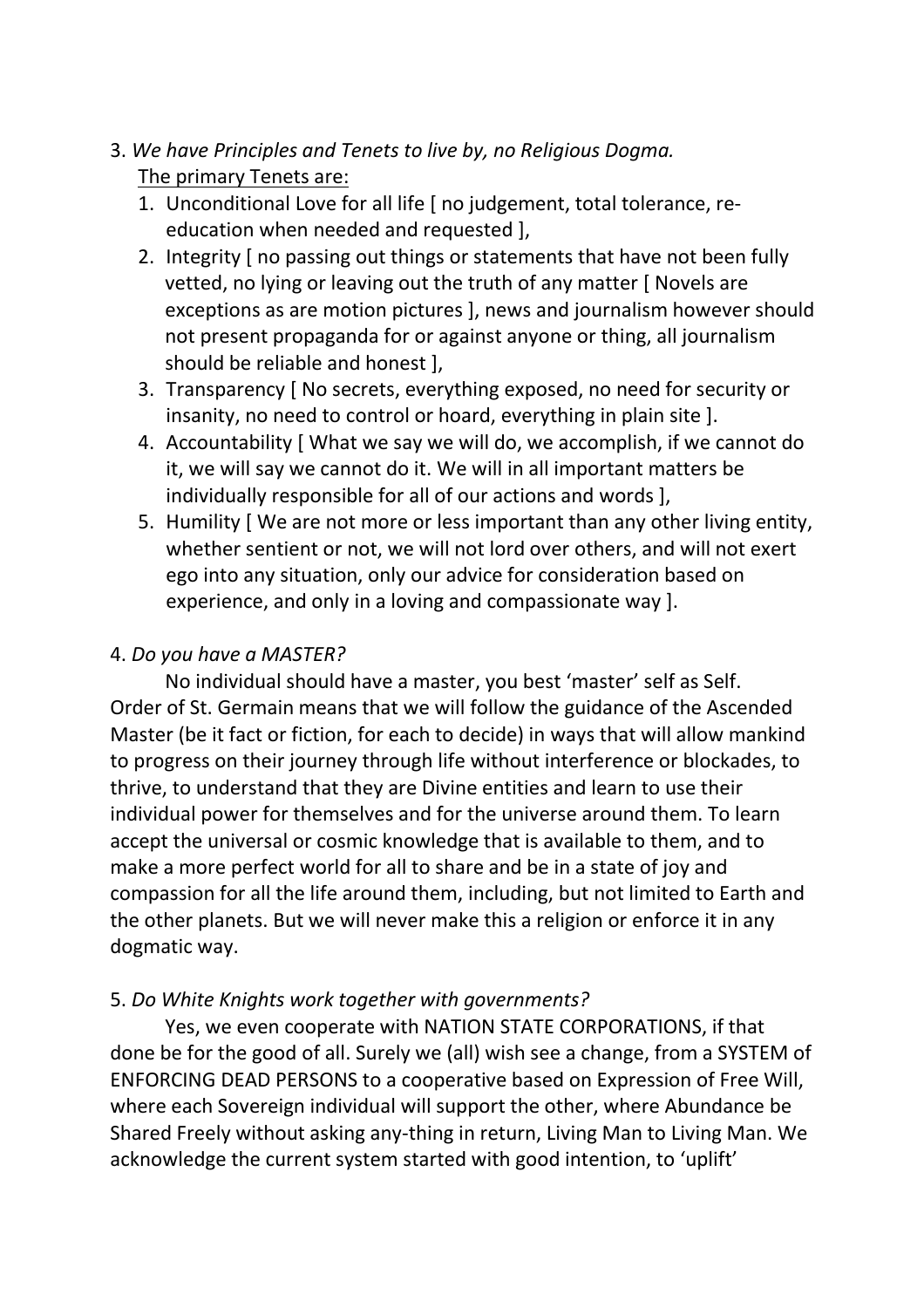3. *We have Principles and Tenets to live by, no Religious Dogma.*
   The primary Tenets are:
   1. Unconditional Love for all life [ no judgement, total tolerance, re-education when needed and requested ],
   2. Integrity [ no passing out things or statements that have not been fully vetted, no lying or leaving out the truth of any matter [ Novels are exceptions as are motion pictures ], news and journalism however should not present propaganda for or against anyone or thing, all journalism should be reliable and honest ],
   3. Transparency [ No secrets, everything exposed, no need for security or insanity, no need to control or hoard, everything in plain site ].
   4. Accountability [ What we say we will do, we accomplish, if we cannot do it, we will say we cannot do it. We will in all important matters be individually responsible for all of our actions and words ],
   5. Humility [ We are not more or less important than any other living entity, whether sentient or not, we will not lord over others, and will not exert ego into any situation, only our advice for consideration based on experience, and only in a loving and compassionate way ].

4. *Do you have a MASTER?*

No individual should have a master, you best 'master' self as Self. Order of St. Germain means that we will follow the guidance of the Ascended Master (be it fact or fiction, for each to decide) in ways that will allow mankind to progress on their journey through life without interference or blockades, to thrive, to understand that they are Divine entities and learn to use their individual power for themselves and for the universe around them. To learn accept the universal or cosmic knowledge that is available to them, and to make a more perfect world for all to share and be in a state of joy and compassion for all the life around them, including, but not limited to Earth and the other planets. But we will never make this a religion or enforce it in any dogmatic way.

5. *Do White Knights work together with governments?*

Yes, we even cooperate with NATION STATE CORPORATIONS, if that done be for the good of all. Surely we (all) wish see a change, from a SYSTEM of ENFORCING DEAD PERSONS to a cooperative based on Expression of Free Will, where each Sovereign individual will support the other, where Abundance be Shared Freely without asking any-thing in return, Living Man to Living Man. We acknowledge the current system started with good intention, to 'uplift'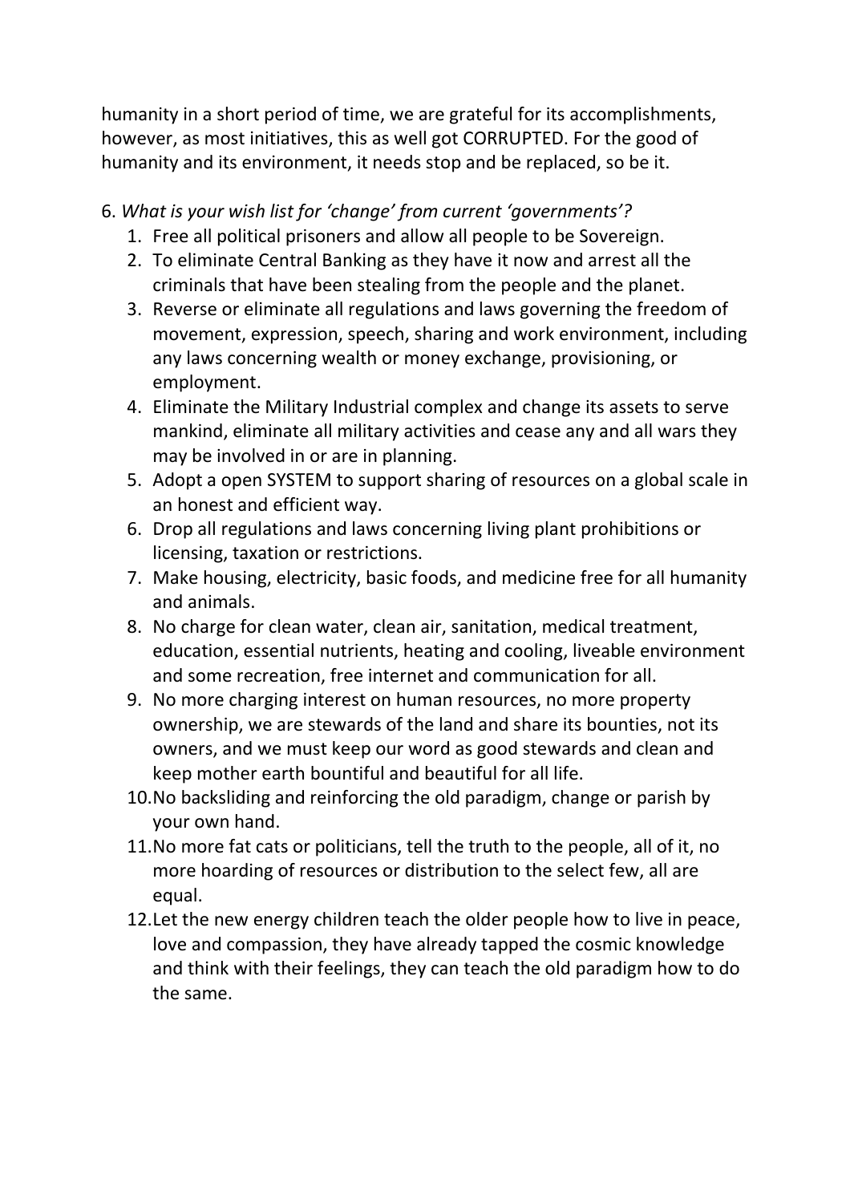humanity in a short period of time, we are grateful for its accomplishments, however, as most initiatives, this as well got CORRUPTED. For the good of humanity and its environment, it needs stop and be replaced, so be it.

6. *What is your wish list for 'change' from current 'governments'?*
    1. Free all political prisoners and allow all people to be Sovereign.
    2. To eliminate Central Banking as they have it now and arrest all the criminals that have been stealing from the people and the planet.
    3. Reverse or eliminate all regulations and laws governing the freedom of movement, expression, speech, sharing and work environment, including any laws concerning wealth or money exchange, provisioning, or employment.
    4. Eliminate the Military Industrial complex and change its assets to serve mankind, eliminate all military activities and cease any and all wars they may be involved in or are in planning.
    5. Adopt a open SYSTEM to support sharing of resources on a global scale in an honest and efficient way.
    6. Drop all regulations and laws concerning living plant prohibitions or licensing, taxation or restrictions.
    7. Make housing, electricity, basic foods, and medicine free for all humanity and animals.
    8. No charge for clean water, clean air, sanitation, medical treatment, education, essential nutrients, heating and cooling, liveable environment and some recreation, free internet and communication for all.
    9. No more charging interest on human resources, no more property ownership, we are stewards of the land and share its bounties, not its owners, and we must keep our word as good stewards and clean and keep mother earth bountiful and beautiful for all life.
    10. No backsliding and reinforcing the old paradigm, change or parish by your own hand.
    11. No more fat cats or politicians, tell the truth to the people, all of it, no more hoarding of resources or distribution to the select few, all are equal.
    12. Let the new energy children teach the older people how to live in peace, love and compassion, they have already tapped the cosmic knowledge and think with their feelings, they can teach the old paradigm how to do the same.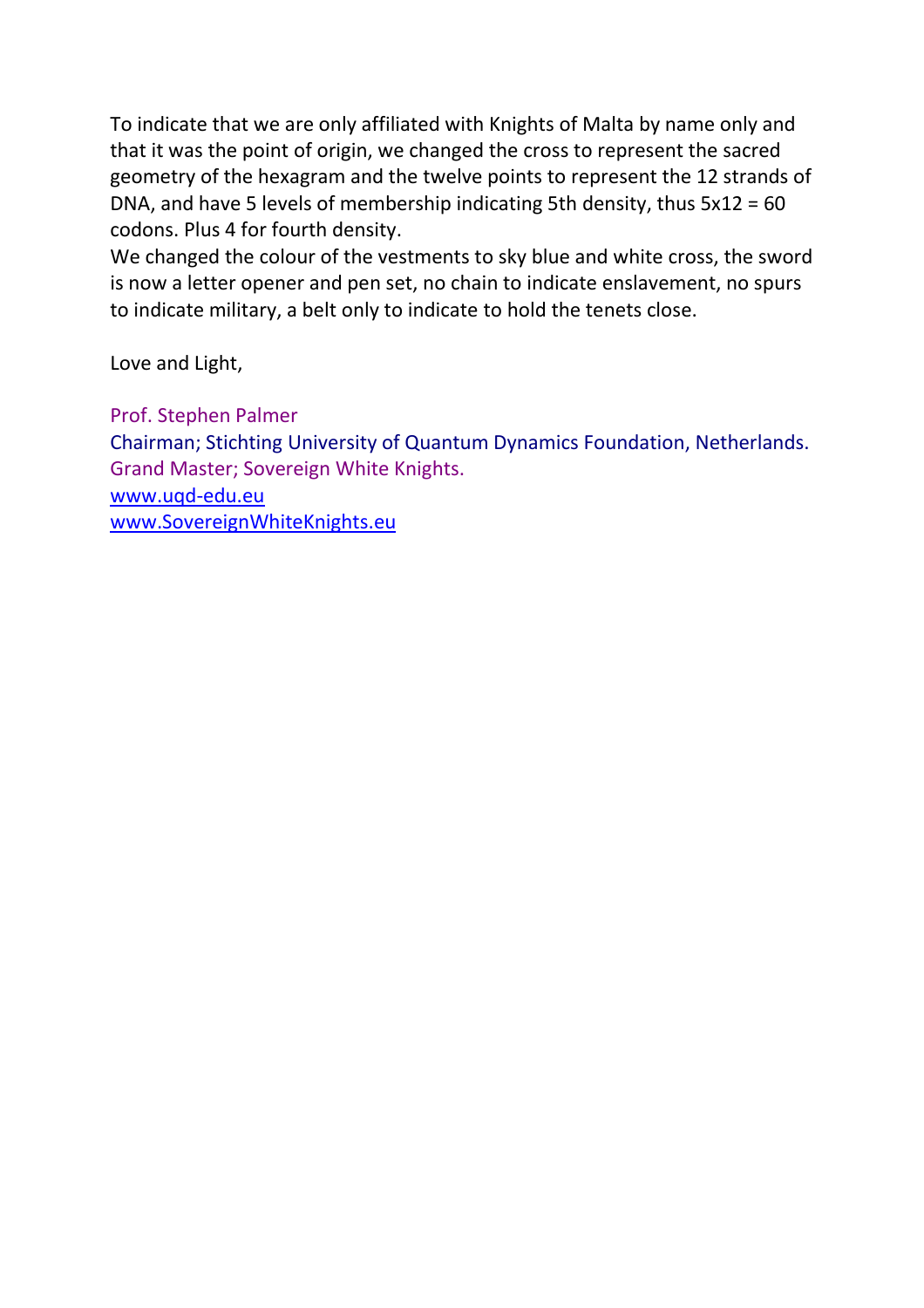To indicate that we are only affiliated with Knights of Malta by name only and that it was the point of origin, we changed the cross to represent the sacred geometry of the hexagram and the twelve points to represent the 12 strands of DNA, and have 5 levels of membership indicating 5th density, thus 5x12 = 60 codons. Plus 4 for fourth density.
We changed the colour of the vestments to sky blue and white cross, the sword is now a letter opener and pen set, no chain to indicate enslavement, no spurs to indicate military, a belt only to indicate to hold the tenets close.

Love and Light,

Prof. Stephen Palmer
Chairman; Stichting University of Quantum Dynamics Foundation, Netherlands.
Grand Master; Sovereign White Knights.
www.uqd-edu.eu
www.SovereignWhiteKnights.eu